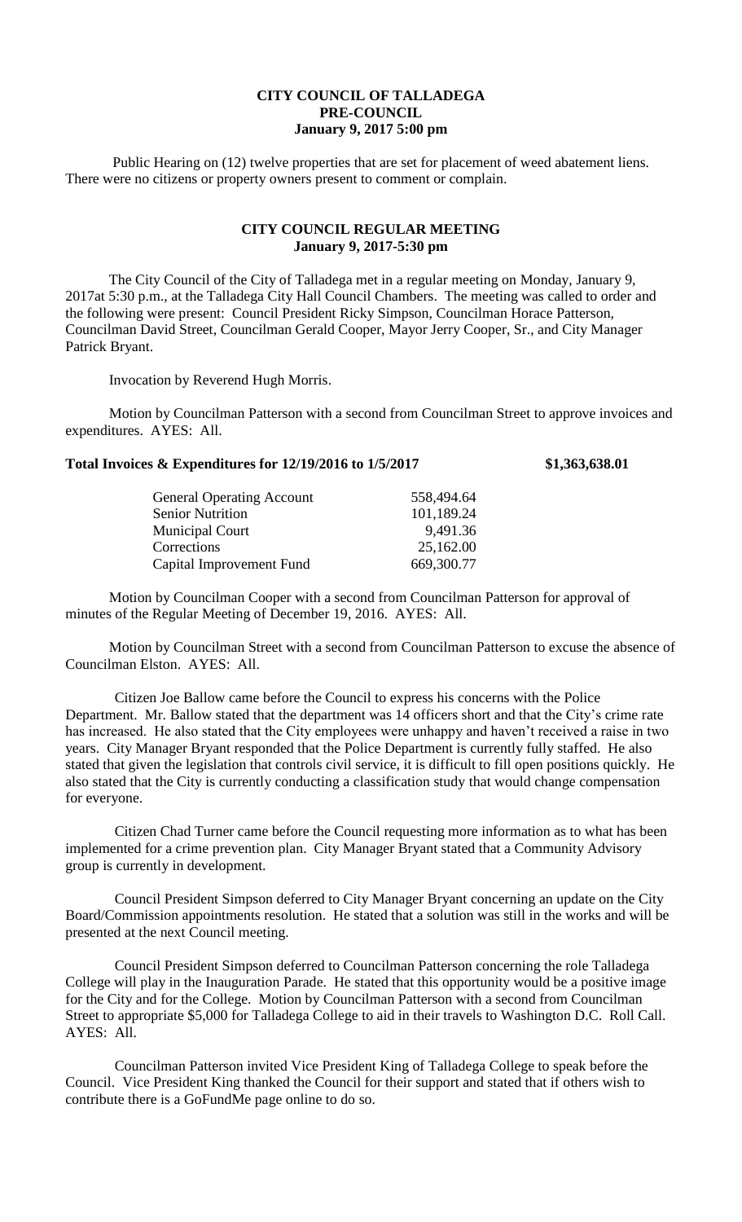**CITY COUNCIL OF TALLADEGA**
**PRE-COUNCIL**
**January 9, 2017 5:00 pm**

Public Hearing on (12) twelve properties that are set for placement of weed abatement liens. There were no citizens or property owners present to comment or complain.

**CITY COUNCIL REGULAR MEETING**
**January 9, 2017-5:30 pm**

The City Council of the City of Talladega met in a regular meeting on Monday, January 9, 2017at 5:30 p.m., at the Talladega City Hall Council Chambers. The meeting was called to order and the following were present: Council President Ricky Simpson, Councilman Horace Patterson, Councilman David Street, Councilman Gerald Cooper, Mayor Jerry Cooper, Sr., and City Manager Patrick Bryant.

Invocation by Reverend Hugh Morris.

Motion by Councilman Patterson with a second from Councilman Street to approve invoices and expenditures. AYES: All.

**Total Invoices & Expenditures for 12/19/2016 to 1/5/2017 $1,363,638.01**

| | |
|---|---|
| General Operating Account | 558,494.64 |
| Senior Nutrition | 101,189.24 |
| Municipal Court | 9,491.36 |
| Corrections | 25,162.00 |
| Capital Improvement Fund | 669,300.77 |

Motion by Councilman Cooper with a second from Councilman Patterson for approval of minutes of the Regular Meeting of December 19, 2016. AYES: All.

Motion by Councilman Street with a second from Councilman Patterson to excuse the absence of Councilman Elston. AYES: All.

Citizen Joe Ballow came before the Council to express his concerns with the Police Department. Mr. Ballow stated that the department was 14 officers short and that the City's crime rate has increased. He also stated that the City employees were unhappy and haven't received a raise in two years. City Manager Bryant responded that the Police Department is currently fully staffed. He also stated that given the legislation that controls civil service, it is difficult to fill open positions quickly. He also stated that the City is currently conducting a classification study that would change compensation for everyone.

Citizen Chad Turner came before the Council requesting more information as to what has been implemented for a crime prevention plan. City Manager Bryant stated that a Community Advisory group is currently in development.

Council President Simpson deferred to City Manager Bryant concerning an update on the City Board/Commission appointments resolution. He stated that a solution was still in the works and will be presented at the next Council meeting.

Council President Simpson deferred to Councilman Patterson concerning the role Talladega College will play in the Inauguration Parade. He stated that this opportunity would be a positive image for the City and for the College. Motion by Councilman Patterson with a second from Councilman Street to appropriate $5,000 for Talladega College to aid in their travels to Washington D.C. Roll Call. AYES: All.

Councilman Patterson invited Vice President King of Talladega College to speak before the Council. Vice President King thanked the Council for their support and stated that if others wish to contribute there is a GoFundMe page online to do so.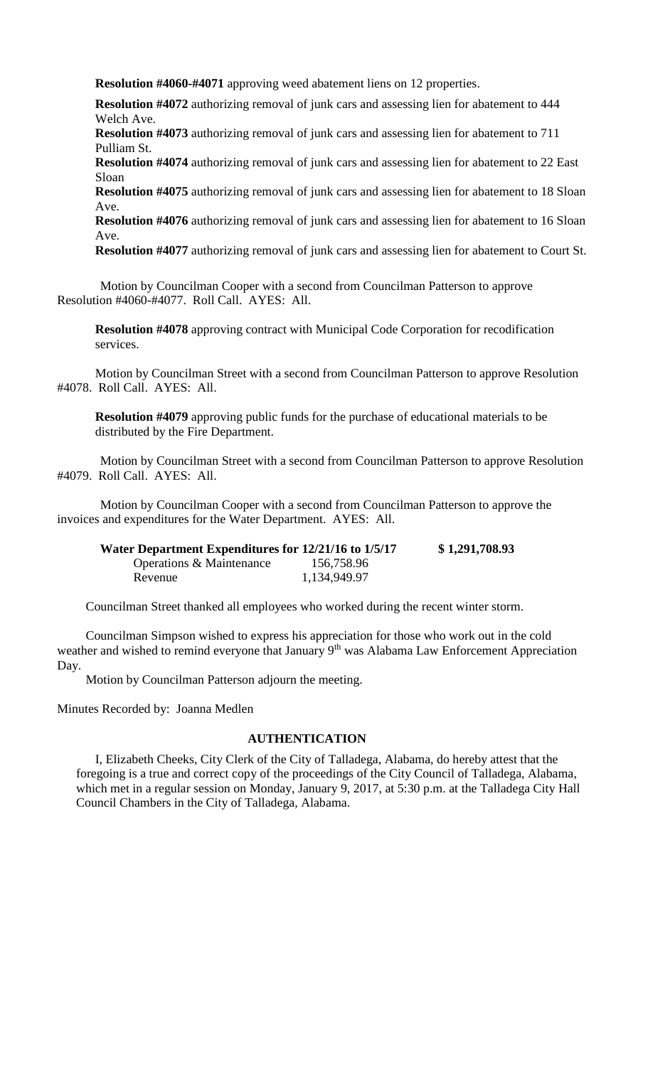**Resolution #4060-#4071** approving weed abatement liens on 12 properties.

**Resolution #4072** authorizing removal of junk cars and assessing lien for abatement to 444 Welch Ave.

**Resolution #4073** authorizing removal of junk cars and assessing lien for abatement to 711 Pulliam St.

**Resolution #4074** authorizing removal of junk cars and assessing lien for abatement to 22 East Sloan

**Resolution #4075** authorizing removal of junk cars and assessing lien for abatement to 18 Sloan Ave.

**Resolution #4076** authorizing removal of junk cars and assessing lien for abatement to 16 Sloan Ave.

**Resolution #4077** authorizing removal of junk cars and assessing lien for abatement to Court St.

Motion by Councilman Cooper with a second from Councilman Patterson to approve Resolution #4060-#4077. Roll Call. AYES: All.

**Resolution #4078** approving contract with Municipal Code Corporation for recodification services.

Motion by Councilman Street with a second from Councilman Patterson to approve Resolution #4078. Roll Call. AYES: All.

**Resolution #4079** approving public funds for the purchase of educational materials to be distributed by the Fire Department.

Motion by Councilman Street with a second from Councilman Patterson to approve Resolution #4079. Roll Call. AYES: All.

Motion by Councilman Cooper with a second from Councilman Patterson to approve the invoices and expenditures for the Water Department. AYES: All.

| | | |
|---|---|---|
| **Water Department Expenditures for 12/21/16 to 1/5/17** | | **$ 1,291,708.93** |
| Operations & Maintenance | 156,758.96 | |
| Revenue | 1,134,949.97 | |

Councilman Street thanked all employees who worked during the recent winter storm.

Councilman Simpson wished to express his appreciation for those who work out in the cold weather and wished to remind everyone that January 9th was Alabama Law Enforcement Appreciation Day.

Motion by Councilman Patterson adjourn the meeting.

Minutes Recorded by: Joanna Medlen

## AUTHENTICATION

I, Elizabeth Cheeks, City Clerk of the City of Talladega, Alabama, do hereby attest that the foregoing is a true and correct copy of the proceedings of the City Council of Talladega, Alabama, which met in a regular session on Monday, January 9, 2017, at 5:30 p.m. at the Talladega City Hall Council Chambers in the City of Talladega, Alabama.